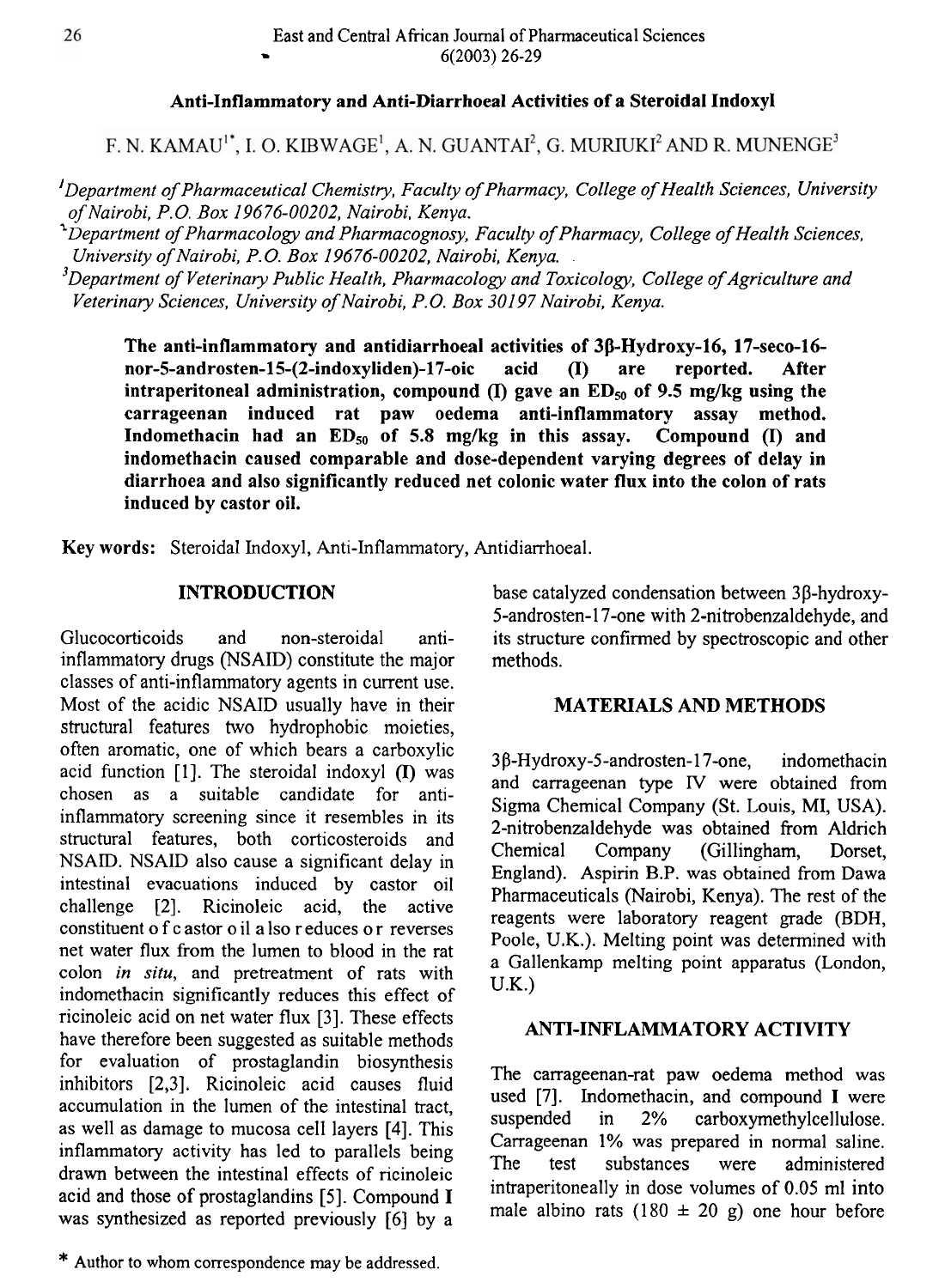# Anti-Inflammatory and Anti-Diarrhoeal Activities of a Steroidal Indoxyl

F. N. KAMAU[1*], I. O. KIBWAGE[1], A. N. GUANTAI[2], G. MURIUKI[2] AND R. MUNENGE[3]

[1]*Department of Pharmaceutical Chemistry, Faculty of Pharmacy, College of Health Sciences, University of Nairobi, P.O. Box 19676-00202, Nairobi, Kenya.*

[2]*Department of Pharmacology and Pharmacognosy, Faculty of Pharmacy, College of Health Sciences, University of Nairobi, P.O. Box 19676-00202, Nairobi, Kenya.*

[3]*Department of Veterinary Public Health, Pharmacology and Toxicology, College of Agriculture and Veterinary Sciences, University of Nairobi, P.O. Box 30197 Nairobi, Kenya.*

**The anti-inflammatory and antidiarrhoeal activities of 3β-Hydroxy-16, 17-seco-16-nor-5-androsten-15-(2-indoxyliden)-17-oic acid (I) are reported. After intraperitoneal administration, compound (I) gave an $ED_{50}$ of 9.5 mg/kg using the carrageenan induced rat paw oedema anti-inflammatory assay method. Indomethacin had an $ED_{50}$ of 5.8 mg/kg in this assay. Compound (I) and indomethacin caused comparable and dose-dependent varying degrees of delay in diarrhoea and also significantly reduced net colonic water flux into the colon of rats induced by castor oil.**

**Key words:** Steroidal Indoxyl, Anti-Inflammatory, Antidiarrhoeal.

## INTRODUCTION

Glucocorticoids and non-steroidal anti-inflammatory drugs (NSAID) constitute the major classes of anti-inflammatory agents in current use. Most of the acidic NSAID usually have in their structural features two hydrophobic moieties, often aromatic, one of which bears a carboxylic acid function [1]. The steroidal indoxyl (I) was chosen as a suitable candidate for anti-inflammatory screening since it resembles in its structural features, both corticosteroids and NSAID. NSAID also cause a significant delay in intestinal evacuations induced by castor oil challenge [2]. Ricinoleic acid, the active constituent of castor oil also reduces or reverses net water flux from the lumen to blood in the rat colon *in situ*, and pretreatment of rats with indomethacin significantly reduces this effect of ricinoleic acid on net water flux [3]. These effects have therefore been suggested as suitable methods for evaluation of prostaglandin biosynthesis inhibitors [2,3]. Ricinoleic acid causes fluid accumulation in the lumen of the intestinal tract, as well as damage to mucosa cell layers [4]. This inflammatory activity has led to parallels being drawn between the intestinal effects of ricinoleic acid and those of prostaglandins [5]. Compound I was synthesized as reported previously [6] by a base catalyzed condensation between 3β-hydroxy-5-androsten-17-one with 2-nitrobenzaldehyde, and its structure confirmed by spectroscopic and other methods.

## MATERIALS AND METHODS

3β-Hydroxy-5-androsten-17-one, indomethacin and carrageenan type IV were obtained from Sigma Chemical Company (St. Louis, MI, USA). 2-nitrobenzaldehyde was obtained from Aldrich Chemical Company (Gillingham, Dorset, England). Aspirin B.P. was obtained from Dawa Pharmaceuticals (Nairobi, Kenya). The rest of the reagents were laboratory reagent grade (BDH, Poole, U.K.). Melting point was determined with a Gallenkamp melting point apparatus (London, U.K.)

## ANTI-INFLAMMATORY ACTIVITY

The carrageenan-rat paw oedema method was used [7]. Indomethacin, and compound I were suspended in 2% carboxymethylcellulose. Carrageenan 1% was prepared in normal saline. The test substances were administered intraperitoneally in dose volumes of 0.05 ml into male albino rats (180 ± 20 g) one hour before

* Author to whom correspondence may be addressed.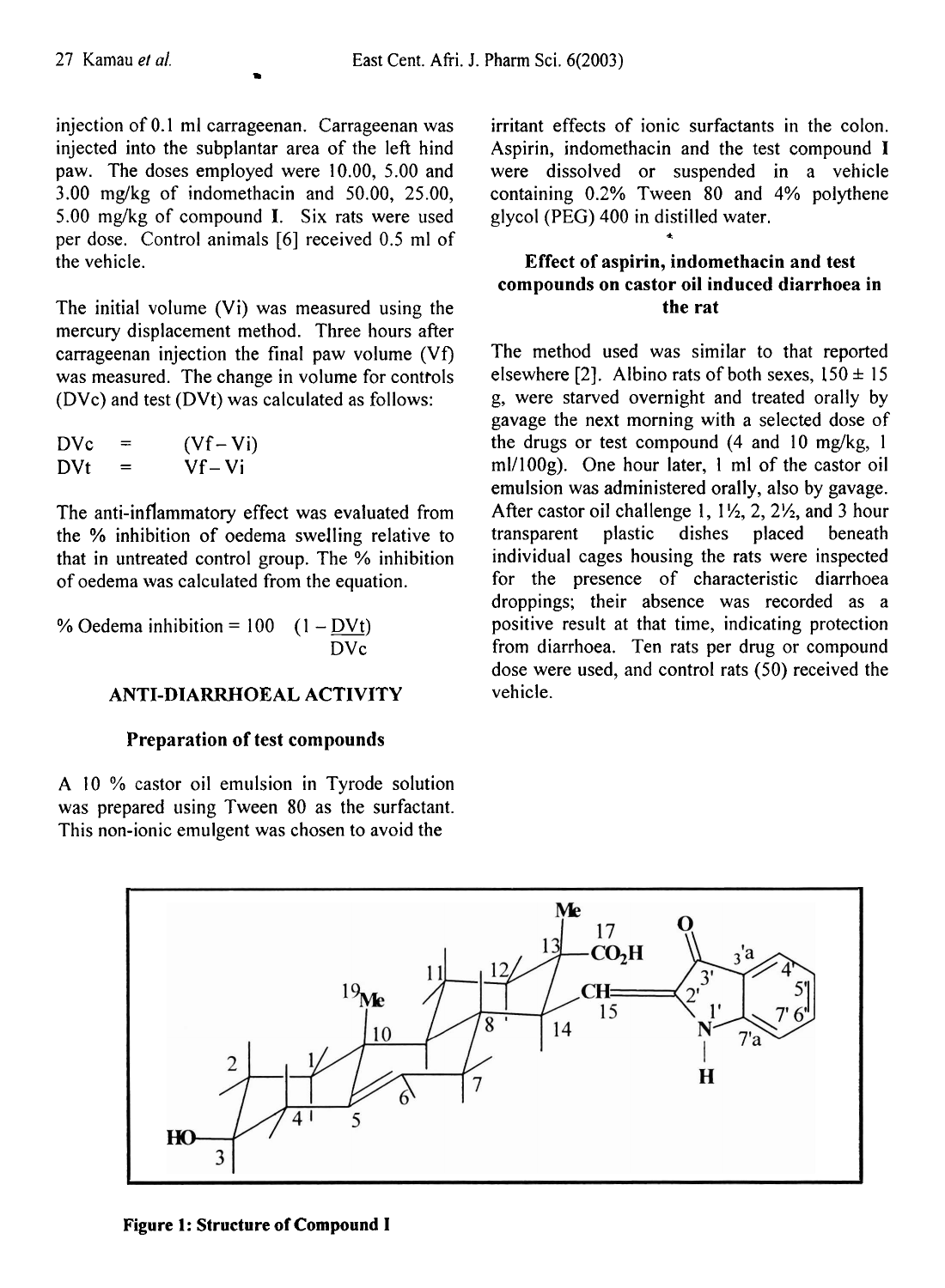injection of 0.1 ml carrageenan. Carrageenan was injected into the subplantar area of the left hind paw. The doses employed were 10.00, 5.00 and 3.00 mg/kg of indomethacin and 50.00, 25.00, 5.00 mg/kg of compound **I**. Six rats were used per dose. Control animals [6] received 0.5 ml of the vehicle.

The initial volume (Vi) was measured using the mercury displacement method. Three hours after carrageenan injection the final paw volume (Vf) was measured. The change in volume for controls (DVc) and test (DVt) was calculated as follows:

$$DVc = (Vf - Vi)$$
$$DVt = Vf - Vi$$

The anti-inflammatory effect was evaluated from the % inhibition of oedema swelling relative to that in untreated control group. The % inhibition of oedema was calculated from the equation.

$$\% \text{ Oedema inhibition} = 100 \left(1 - \frac{DVt}{DVc}\right)$$

## ANTI-DIARRHOEAL ACTIVITY

### Preparation of test compounds

A 10 % castor oil emulsion in Tyrode solution was prepared using Tween 80 as the surfactant. This non-ionic emulgent was chosen to avoid the irritant effects of ionic surfactants in the colon. Aspirin, indomethacin and the test compound **I** were dissolved or suspended in a vehicle containing 0.2% Tween 80 and 4% polythene glycol (PEG) 400 in distilled water.

### Effect of aspirin, indomethacin and test compounds on castor oil induced diarrhoea in the rat

The method used was similar to that reported elsewhere [2]. Albino rats of both sexes, 150 ± 15 g, were starved overnight and treated orally by gavage the next morning with a selected dose of the drugs or test compound (4 and 10 mg/kg, 1 ml/100g). One hour later, 1 ml of the castor oil emulsion was administered orally, also by gavage. After castor oil challenge 1, 1½, 2, 2½, and 3 hour transparent plastic dishes placed beneath individual cages housing the rats were inspected for the presence of characteristic diarrhoea droppings; their absence was recorded as a positive result at that time, indicating protection from diarrhoea. Ten rats per drug or compound dose were used, and control rats (50) received the vehicle.

**Figure 1: Structure of Compound I**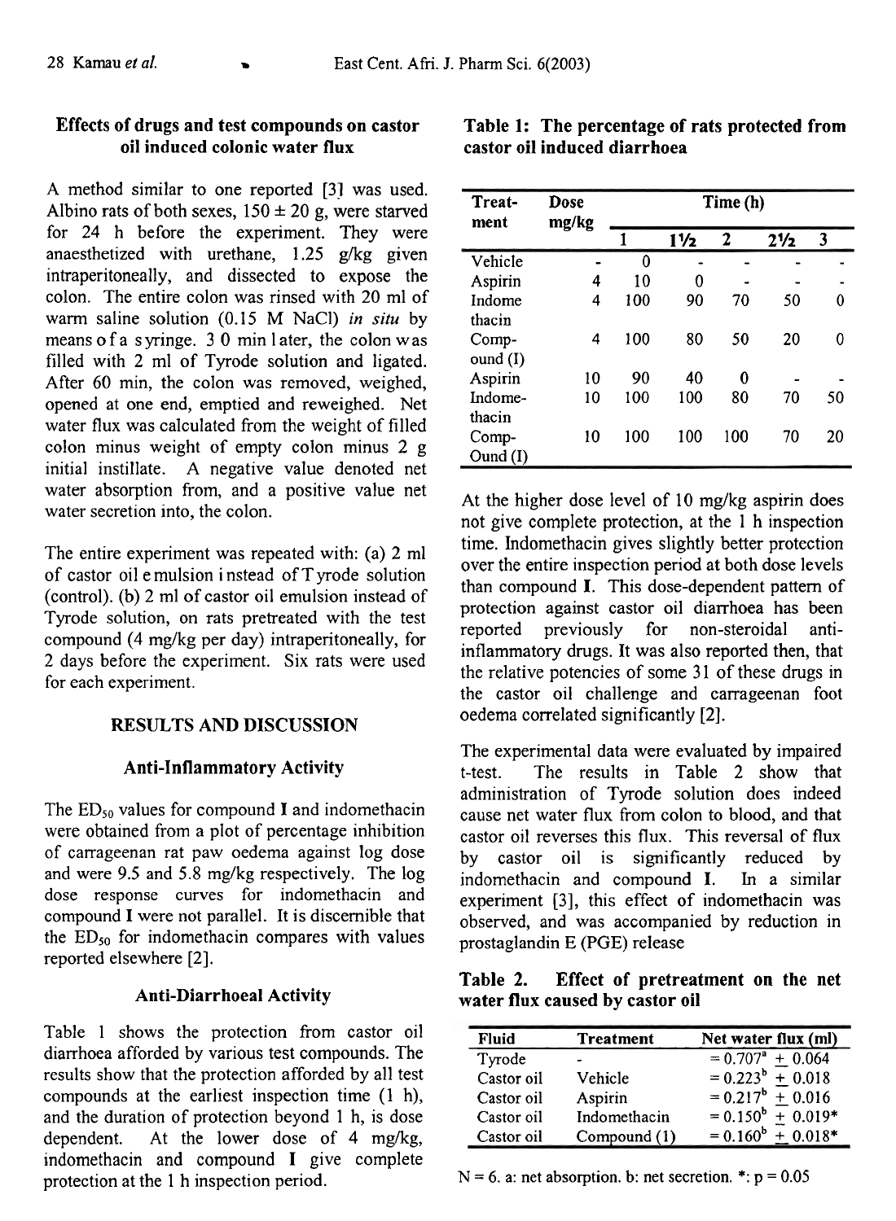## Effects of drugs and test compounds on castor oil induced colonic water flux

A method similar to one reported [3] was used. Albino rats of both sexes, 150 ± 20 g, were starved for 24 h before the experiment. They were anaesthetized with urethane, 1.25 g/kg given intraperitoneally, and dissected to expose the colon. The entire colon was rinsed with 20 ml of warm saline solution (0.15 M NaCl) *in situ* by means of a syringe. 30 min later, the colon was filled with 2 ml of Tyrode solution and ligated. After 60 min, the colon was removed, weighed, opened at one end, emptied and reweighed. Net water flux was calculated from the weight of filled colon minus weight of empty colon minus 2 g initial instillate. A negative value denoted net water absorption from, and a positive value net water secretion into, the colon.

The entire experiment was repeated with: (a) 2 ml of castor oil emulsion instead of Tyrode solution (control). (b) 2 ml of castor oil emulsion instead of Tyrode solution, on rats pretreated with the test compound (4 mg/kg per day) intraperitoneally, for 2 days before the experiment. Six rats were used for each experiment.

## RESULTS AND DISCUSSION

### Anti-Inflammatory Activity

The $ED_{50}$ values for compound **I** and indomethacin were obtained from a plot of percentage inhibition of carrageenan rat paw oedema against log dose and were 9.5 and 5.8 mg/kg respectively. The log dose response curves for indomethacin and compound **I** were not parallel. It is discernible that the $ED_{50}$ for indomethacin compares with values reported elsewhere [2].

### Anti-Diarrhoeal Activity

Table 1 shows the protection from castor oil diarrhoea afforded by various test compounds. The results show that the protection afforded by all test compounds at the earliest inspection time (1 h), and the duration of protection beyond 1 h, is dose dependent. At the lower dose of 4 mg/kg, indomethacin and compound **I** give complete protection at the 1 h inspection period.

**Table 1: The percentage of rats protected from castor oil induced diarrhoea**

| Treatment | Dose mg/kg | Time (h) | | | | |
|---|---|---|---|---|---|---|
| | | 1 | 1½ | 2 | 2½ | 3 |
| Vehicle | - | 0 | - | - | - | - |
| Aspirin | 4 | 10 | 0 | - | - | - |
| Indomethacin | 4 | 100 | 90 | 70 | 50 | 0 |
| Compound (I) | 4 | 100 | 80 | 50 | 20 | 0 |
| Aspirin | 10 | 90 | 40 | 0 | - | - |
| Indomethacin | 10 | 100 | 100 | 80 | 70 | 50 |
| Compound (I) | 10 | 100 | 100 | 100 | 70 | 20 |

At the higher dose level of 10 mg/kg aspirin does not give complete protection, at the 1 h inspection time. Indomethacin gives slightly better protection over the entire inspection period at both dose levels than compound **I**. This dose-dependent pattern of protection against castor oil diarrhoea has been reported previously for non-steroidal anti-inflammatory drugs. It was also reported then, that the relative potencies of some 31 of these drugs in the castor oil challenge and carrageenan foot oedema correlated significantly [2].

The experimental data were evaluated by impaired t-test. The results in Table 2 show that administration of Tyrode solution does indeed cause net water flux from colon to blood, and that castor oil reverses this flux. This reversal of flux by castor oil is significantly reduced by indomethacin and compound **I**. In a similar experiment [3], this effect of indomethacin was observed, and was accompanied by reduction in prostaglandin E (PGE) release

**Table 2. Effect of pretreatment on the net water flux caused by castor oil**

| Fluid | Treatment | Net water flux (ml) |
|---|---|---|
| Tyrode | - | = $0.707^{a}$ ± 0.064 |
| Castor oil | Vehicle | = $0.223^{b}$ ± 0.018 |
| Castor oil | Aspirin | = $0.217^{b}$ ± 0.016 |
| Castor oil | Indomethacin | = $0.150^{b}$ ± 0.019* |
| Castor oil | Compound (1) | = $0.160^{b}$ ± 0.018* |

N = 6. a: net absorption. b: net secretion. *: $p = 0.05$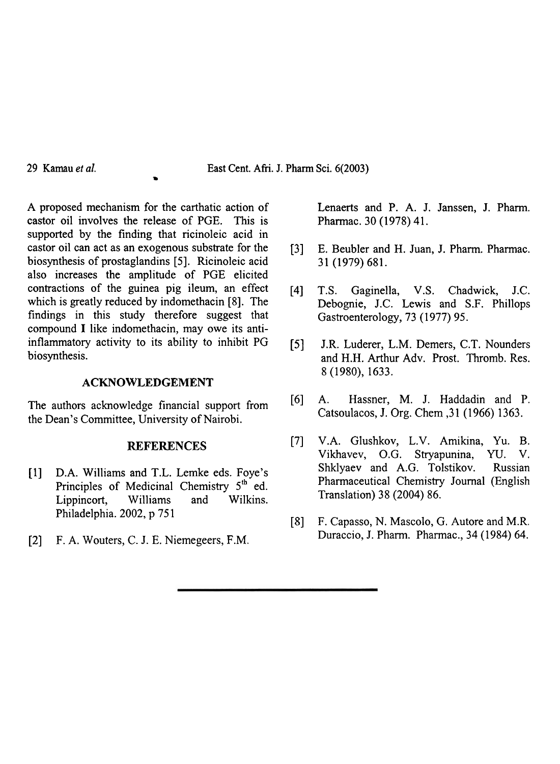A proposed mechanism for the carthatic action of castor oil involves the release of PGE. This is supported by the finding that ricinoleic acid in castor oil can act as an exogenous substrate for the biosynthesis of prostaglandins [5]. Ricinoleic acid also increases the amplitude of PGE elicited contractions of the guinea pig ileum, an effect which is greatly reduced by indomethacin [8]. The findings in this study therefore suggest that compound **I** like indomethacin, may owe its anti-inflammatory activity to its ability to inhibit PG biosynthesis.

## ACKNOWLEDGEMENT

The authors acknowledge financial support from the Dean's Committee, University of Nairobi.

## REFERENCES

[1] D.A. Williams and T.L. Lemke eds. Foye's Principles of Medicinal Chemistry 5th ed. Lippincort, Williams and Wilkins. Philadelphia. 2002, p 751

[2] F. A. Wouters, C. J. E. Niemegeers, F.M. Lenaerts and P. A. J. Janssen, J. Pharm. Pharmac. 30 (1978) 41.

[3] E. Beubler and H. Juan, J. Pharm. Pharmac. 31 (1979) 681.

[4] T.S. Gaginella, V.S. Chadwick, J.C. Debognie, J.C. Lewis and S.F. Phillops Gastroenterology, 73 (1977) 95.

[5] J.R. Luderer, L.M. Demers, C.T. Nounders and H.H. Arthur Adv. Prost. Thromb. Res. 8 (1980), 1633.

[6] A. Hassner, M. J. Haddadin and P. Catsoulacos, J. Org. Chem ,31 (1966) 1363.

[7] V.A. Glushkov, L.V. Amikina, Yu. B. Vikhavev, O.G. Stryapunina, YU. V. Shklyaev and A.G. Tolstikov. Russian Pharmaceutical Chemistry Journal (English Translation) 38 (2004) 86.

[8] F. Capasso, N. Mascolo, G. Autore and M.R. Duraccio, J. Pharm. Pharmac., 34 (1984) 64.